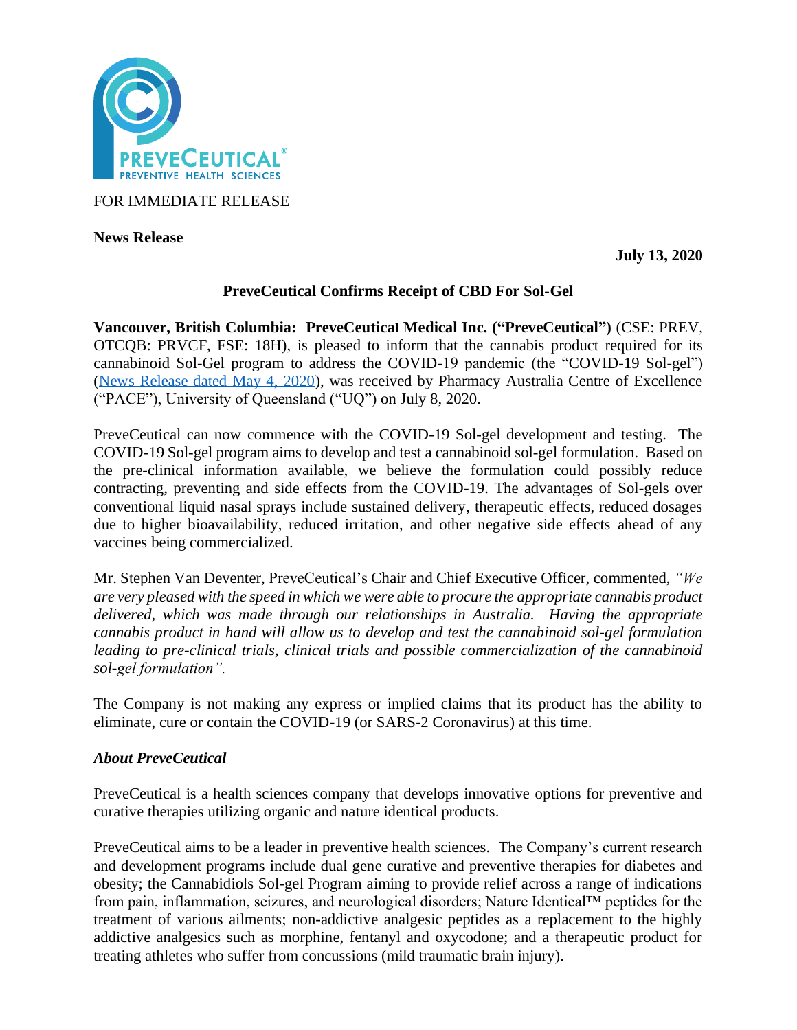FOR IMMEDIATE RELEASE

**News Release**

**July 13, 2020**

## PreveCeutical Confirms Receipt of CBD For Sol-Gel

**Vancouver, British Columbia: PreveCeutical Medical Inc. ("PreveCeutical")** (CSE: PREV, OTCQB: PRVCF, FSE: 18H), is pleased to inform that the cannabis product required for its cannabinoid Sol-Gel program to address the COVID-19 pandemic (the "COVID-19 Sol-gel") (News Release dated May 4, 2020), was received by Pharmacy Australia Centre of Excellence ("PACE"), University of Queensland ("UQ") on July 8, 2020.

PreveCeutical can now commence with the COVID-19 Sol-gel development and testing. The COVID-19 Sol-gel program aims to develop and test a cannabinoid sol-gel formulation. Based on the pre-clinical information available, we believe the formulation could possibly reduce contracting, preventing and side effects from the COVID-19. The advantages of Sol-gels over conventional liquid nasal sprays include sustained delivery, therapeutic effects, reduced dosages due to higher bioavailability, reduced irritation, and other negative side effects ahead of any vaccines being commercialized.

Mr. Stephen Van Deventer, PreveCeutical's Chair and Chief Executive Officer, commented, *"We are very pleased with the speed in which we were able to procure the appropriate cannabis product delivered, which was made through our relationships in Australia. Having the appropriate cannabis product in hand will allow us to develop and test the cannabinoid sol-gel formulation leading to pre-clinical trials, clinical trials and possible commercialization of the cannabinoid sol-gel formulation".*

The Company is not making any express or implied claims that its product has the ability to eliminate, cure or contain the COVID-19 (or SARS-2 Coronavirus) at this time.

### *About PreveCeutical*

PreveCeutical is a health sciences company that develops innovative options for preventive and curative therapies utilizing organic and nature identical products.

PreveCeutical aims to be a leader in preventive health sciences. The Company's current research and development programs include dual gene curative and preventive therapies for diabetes and obesity; the Cannabidiols Sol-gel Program aiming to provide relief across a range of indications from pain, inflammation, seizures, and neurological disorders; Nature Identical™ peptides for the treatment of various ailments; non-addictive analgesic peptides as a replacement to the highly addictive analgesics such as morphine, fentanyl and oxycodone; and a therapeutic product for treating athletes who suffer from concussions (mild traumatic brain injury).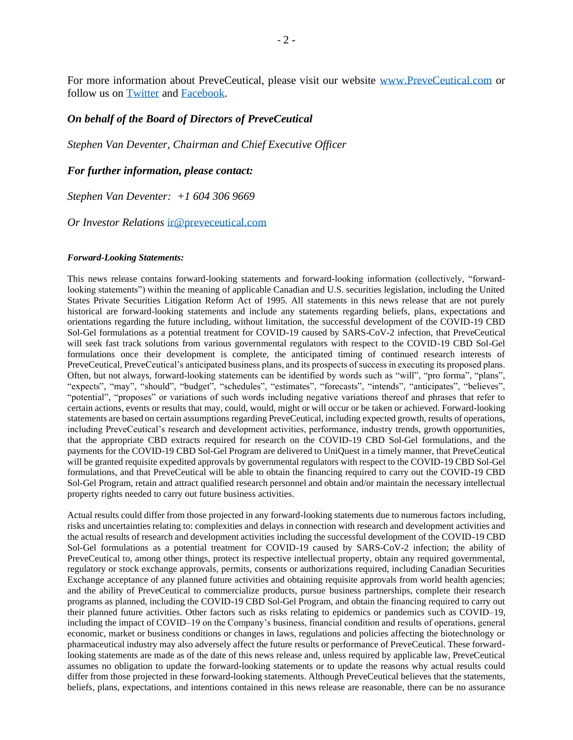For more information about PreveCeutical, please visit our website [www.PreveCeutical.com](http://www.PreveCeutical.com) or follow us on [Twitter]() and [Facebook]().

***On behalf of the Board of Directors of PreveCeutical***

*Stephen Van Deventer, Chairman and Chief Executive Officer*

***For further information, please contact:***

*Stephen Van Deventer: +1 604 306 9669*

*Or Investor Relations* [ir@preveceutical.com](mailto:ir@preveceutical.com)

***Forward-Looking Statements:***

This news release contains forward-looking statements and forward-looking information (collectively, "forward-looking statements") within the meaning of applicable Canadian and U.S. securities legislation, including the United States Private Securities Litigation Reform Act of 1995. All statements in this news release that are not purely historical are forward-looking statements and include any statements regarding beliefs, plans, expectations and orientations regarding the future including, without limitation, the successful development of the COVID-19 CBD Sol-Gel formulations as a potential treatment for COVID-19 caused by SARS-CoV-2 infection, that PreveCeutical will seek fast track solutions from various governmental regulators with respect to the COVID-19 CBD Sol-Gel formulations once their development is complete, the anticipated timing of continued research interests of PreveCeutical, PreveCeutical's anticipated business plans, and its prospects of success in executing its proposed plans. Often, but not always, forward-looking statements can be identified by words such as "will", "pro forma", "plans", "expects", "may", "should", "budget", "schedules", "estimates", "forecasts", "intends", "anticipates", "believes", "potential", "proposes" or variations of such words including negative variations thereof and phrases that refer to certain actions, events or results that may, could, would, might or will occur or be taken or achieved. Forward-looking statements are based on certain assumptions regarding PreveCeutical, including expected growth, results of operations, including PreveCeutical's research and development activities, performance, industry trends, growth opportunities, that the appropriate CBD extracts required for research on the COVID-19 CBD Sol-Gel formulations, and the payments for the COVID-19 CBD Sol-Gel Program are delivered to UniQuest in a timely manner, that PreveCeutical will be granted requisite expedited approvals by governmental regulators with respect to the COVID-19 CBD Sol-Gel formulations, and that PreveCeutical will be able to obtain the financing required to carry out the COVID-19 CBD Sol-Gel Program, retain and attract qualified research personnel and obtain and/or maintain the necessary intellectual property rights needed to carry out future business activities.

Actual results could differ from those projected in any forward-looking statements due to numerous factors including, risks and uncertainties relating to: complexities and delays in connection with research and development activities and the actual results of research and development activities including the successful development of the COVID-19 CBD Sol-Gel formulations as a potential treatment for COVID-19 caused by SARS-CoV-2 infection; the ability of PreveCeutical to, among other things, protect its respective intellectual property, obtain any required governmental, regulatory or stock exchange approvals, permits, consents or authorizations required, including Canadian Securities Exchange acceptance of any planned future activities and obtaining requisite approvals from world health agencies; and the ability of PreveCeutical to commercialize products, pursue business partnerships, complete their research programs as planned, including the COVID-19 CBD Sol-Gel Program, and obtain the financing required to carry out their planned future activities. Other factors such as risks relating to epidemics or pandemics such as COVID–19, including the impact of COVID–19 on the Company's business, financial condition and results of operations, general economic, market or business conditions or changes in laws, regulations and policies affecting the biotechnology or pharmaceutical industry may also adversely affect the future results or performance of PreveCeutical. These forward-looking statements are made as of the date of this news release and, unless required by applicable law, PreveCeutical assumes no obligation to update the forward-looking statements or to update the reasons why actual results could differ from those projected in these forward-looking statements. Although PreveCeutical believes that the statements, beliefs, plans, expectations, and intentions contained in this news release are reasonable, there can be no assurance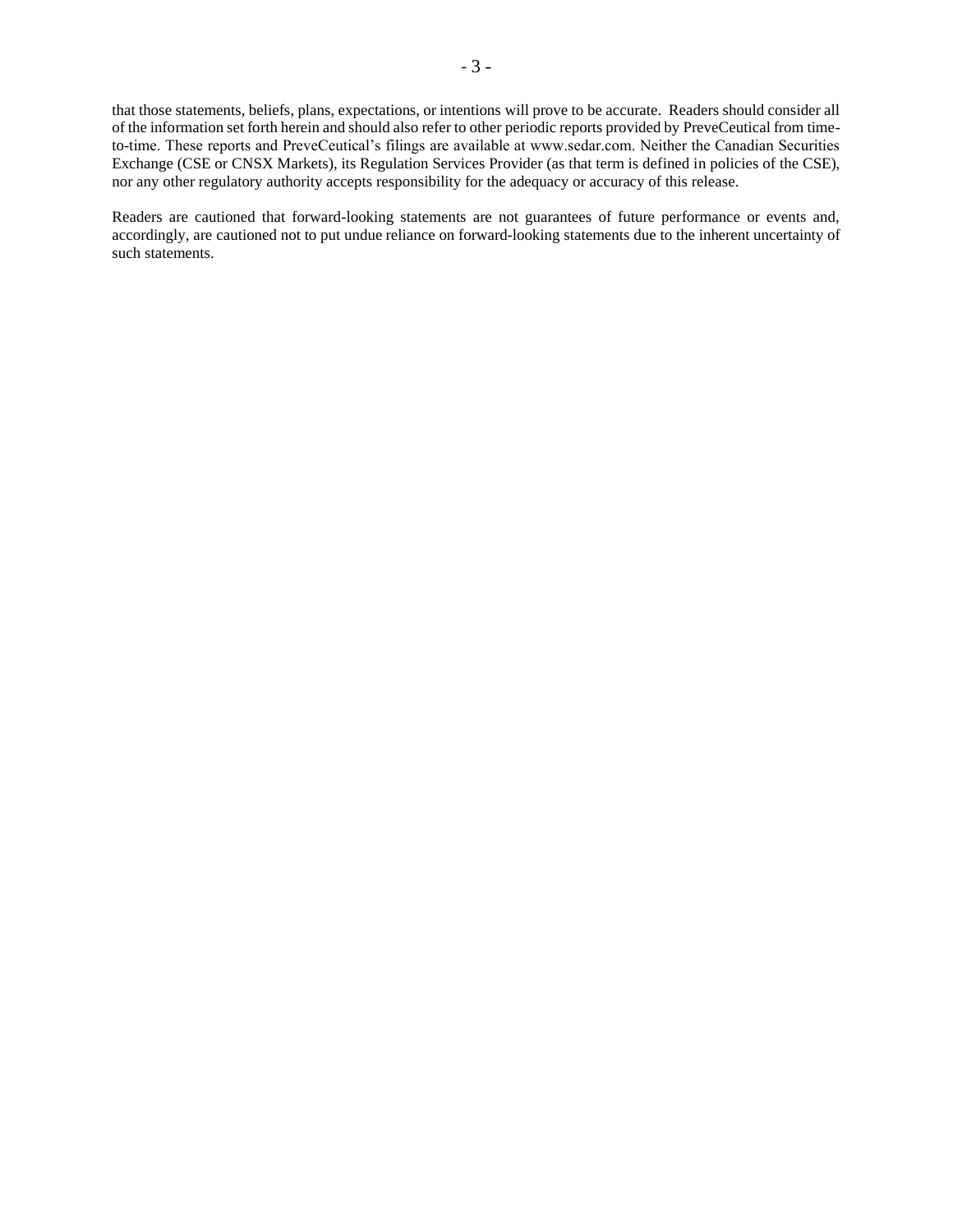that those statements, beliefs, plans, expectations, or intentions will prove to be accurate. Readers should consider all of the information set forth herein and should also refer to other periodic reports provided by PreveCeutical from time-to-time. These reports and PreveCeutical's filings are available at www.sedar.com. Neither the Canadian Securities Exchange (CSE or CNSX Markets), its Regulation Services Provider (as that term is defined in policies of the CSE), nor any other regulatory authority accepts responsibility for the adequacy or accuracy of this release.

Readers are cautioned that forward-looking statements are not guarantees of future performance or events and, accordingly, are cautioned not to put undue reliance on forward-looking statements due to the inherent uncertainty of such statements.